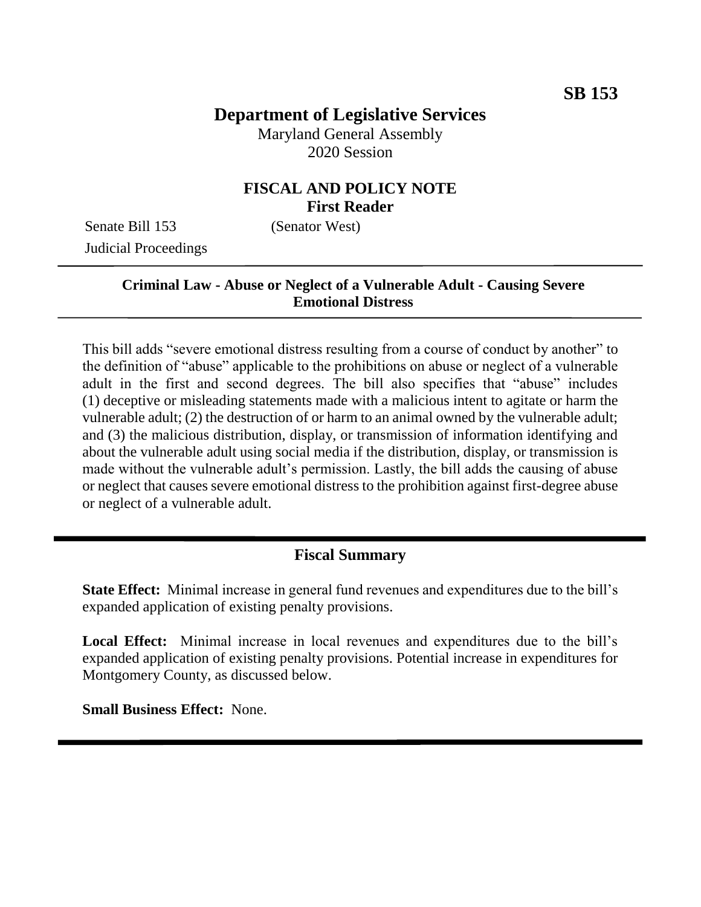**SB 153**

# Department of Legislative Services

Maryland General Assembly
2020 Session

## FISCAL AND POLICY NOTE
**First Reader**

Senate Bill 153 (Senator West)
Judicial Proceedings

---

**Criminal Law - Abuse or Neglect of a Vulnerable Adult - Causing Severe Emotional Distress**

---

This bill adds "severe emotional distress resulting from a course of conduct by another" to the definition of "abuse" applicable to the prohibitions on abuse or neglect of a vulnerable adult in the first and second degrees. The bill also specifies that "abuse" includes (1) deceptive or misleading statements made with a malicious intent to agitate or harm the vulnerable adult; (2) the destruction of or harm to an animal owned by the vulnerable adult; and (3) the malicious distribution, display, or transmission of information identifying and about the vulnerable adult using social media if the distribution, display, or transmission is made without the vulnerable adult's permission. Lastly, the bill adds the causing of abuse or neglect that causes severe emotional distress to the prohibition against first-degree abuse or neglect of a vulnerable adult.

---

## Fiscal Summary

**State Effect:** Minimal increase in general fund revenues and expenditures due to the bill's expanded application of existing penalty provisions.

**Local Effect:** Minimal increase in local revenues and expenditures due to the bill's expanded application of existing penalty provisions. Potential increase in expenditures for Montgomery County, as discussed below.

**Small Business Effect:** None.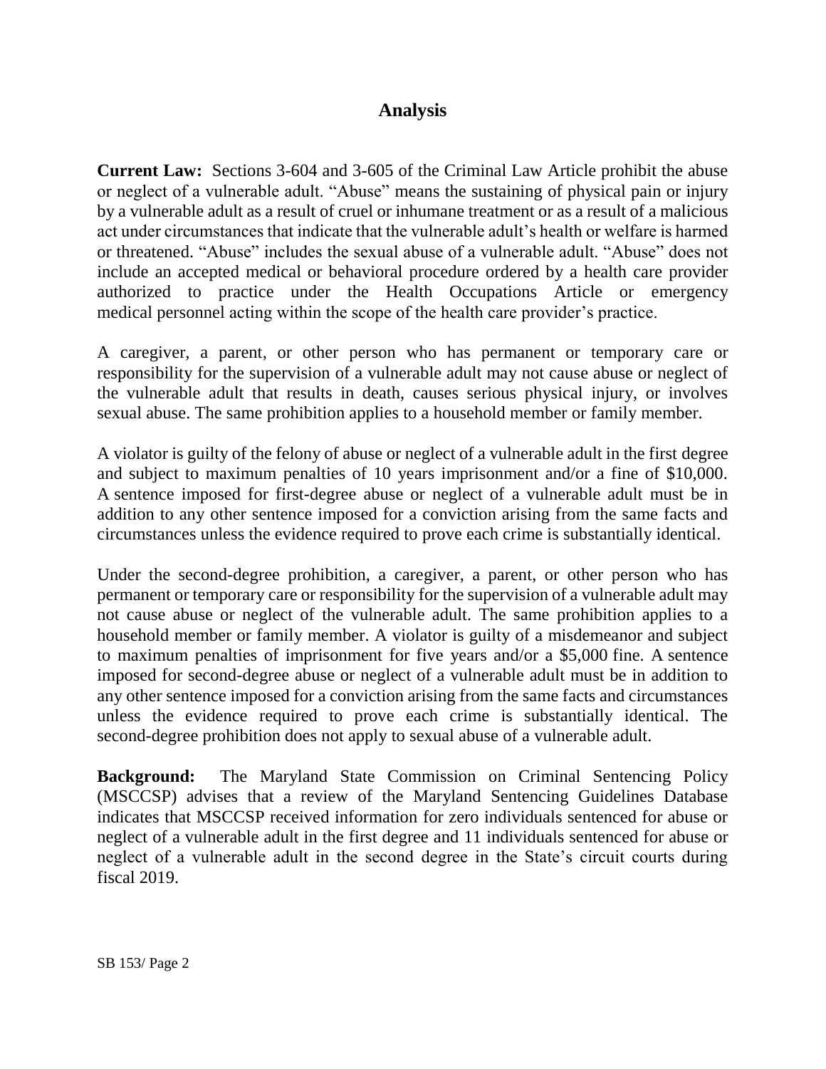# Analysis

**Current Law:** Sections 3-604 and 3-605 of the Criminal Law Article prohibit the abuse or neglect of a vulnerable adult. "Abuse" means the sustaining of physical pain or injury by a vulnerable adult as a result of cruel or inhumane treatment or as a result of a malicious act under circumstances that indicate that the vulnerable adult's health or welfare is harmed or threatened. "Abuse" includes the sexual abuse of a vulnerable adult. "Abuse" does not include an accepted medical or behavioral procedure ordered by a health care provider authorized to practice under the Health Occupations Article or emergency medical personnel acting within the scope of the health care provider's practice.

A caregiver, a parent, or other person who has permanent or temporary care or responsibility for the supervision of a vulnerable adult may not cause abuse or neglect of the vulnerable adult that results in death, causes serious physical injury, or involves sexual abuse. The same prohibition applies to a household member or family member.

A violator is guilty of the felony of abuse or neglect of a vulnerable adult in the first degree and subject to maximum penalties of 10 years imprisonment and/or a fine of $10,000. A sentence imposed for first-degree abuse or neglect of a vulnerable adult must be in addition to any other sentence imposed for a conviction arising from the same facts and circumstances unless the evidence required to prove each crime is substantially identical.

Under the second-degree prohibition, a caregiver, a parent, or other person who has permanent or temporary care or responsibility for the supervision of a vulnerable adult may not cause abuse or neglect of the vulnerable adult. The same prohibition applies to a household member or family member. A violator is guilty of a misdemeanor and subject to maximum penalties of imprisonment for five years and/or a $5,000 fine. A sentence imposed for second-degree abuse or neglect of a vulnerable adult must be in addition to any other sentence imposed for a conviction arising from the same facts and circumstances unless the evidence required to prove each crime is substantially identical. The second-degree prohibition does not apply to sexual abuse of a vulnerable adult.

**Background:** The Maryland State Commission on Criminal Sentencing Policy (MSCCSP) advises that a review of the Maryland Sentencing Guidelines Database indicates that MSCCSP received information for zero individuals sentenced for abuse or neglect of a vulnerable adult in the first degree and 11 individuals sentenced for abuse or neglect of a vulnerable adult in the second degree in the State's circuit courts during fiscal 2019.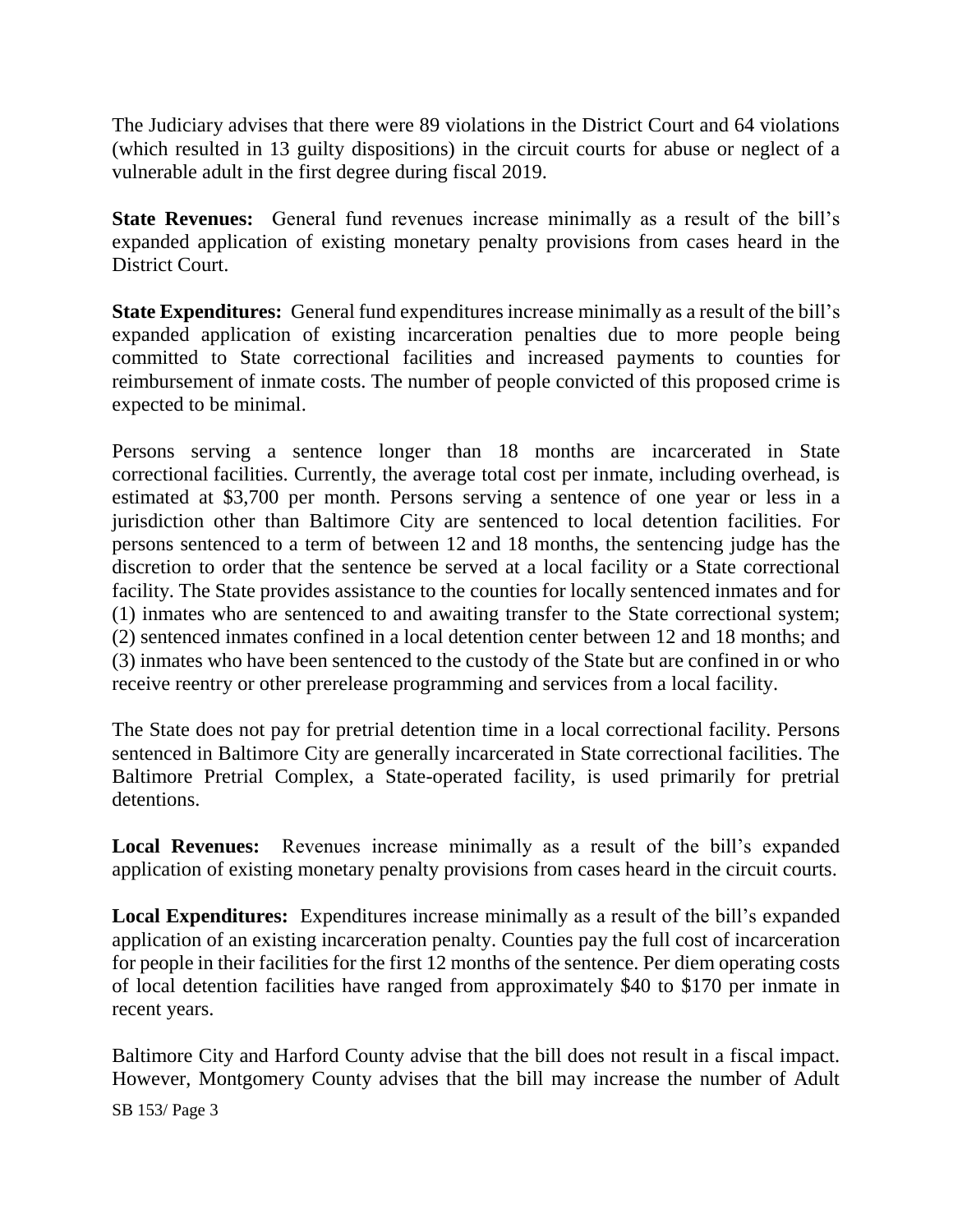The Judiciary advises that there were 89 violations in the District Court and 64 violations (which resulted in 13 guilty dispositions) in the circuit courts for abuse or neglect of a vulnerable adult in the first degree during fiscal 2019.

**State Revenues:** General fund revenues increase minimally as a result of the bill's expanded application of existing monetary penalty provisions from cases heard in the District Court.

**State Expenditures:** General fund expenditures increase minimally as a result of the bill's expanded application of existing incarceration penalties due to more people being committed to State correctional facilities and increased payments to counties for reimbursement of inmate costs. The number of people convicted of this proposed crime is expected to be minimal.

Persons serving a sentence longer than 18 months are incarcerated in State correctional facilities. Currently, the average total cost per inmate, including overhead, is estimated at $3,700 per month. Persons serving a sentence of one year or less in a jurisdiction other than Baltimore City are sentenced to local detention facilities. For persons sentenced to a term of between 12 and 18 months, the sentencing judge has the discretion to order that the sentence be served at a local facility or a State correctional facility. The State provides assistance to the counties for locally sentenced inmates and for (1) inmates who are sentenced to and awaiting transfer to the State correctional system; (2) sentenced inmates confined in a local detention center between 12 and 18 months; and (3) inmates who have been sentenced to the custody of the State but are confined in or who receive reentry or other prerelease programming and services from a local facility.

The State does not pay for pretrial detention time in a local correctional facility. Persons sentenced in Baltimore City are generally incarcerated in State correctional facilities. The Baltimore Pretrial Complex, a State-operated facility, is used primarily for pretrial detentions.

**Local Revenues:** Revenues increase minimally as a result of the bill's expanded application of existing monetary penalty provisions from cases heard in the circuit courts.

**Local Expenditures:** Expenditures increase minimally as a result of the bill's expanded application of an existing incarceration penalty. Counties pay the full cost of incarceration for people in their facilities for the first 12 months of the sentence. Per diem operating costs of local detention facilities have ranged from approximately $40 to $170 per inmate in recent years.

Baltimore City and Harford County advise that the bill does not result in a fiscal impact. However, Montgomery County advises that the bill may increase the number of Adult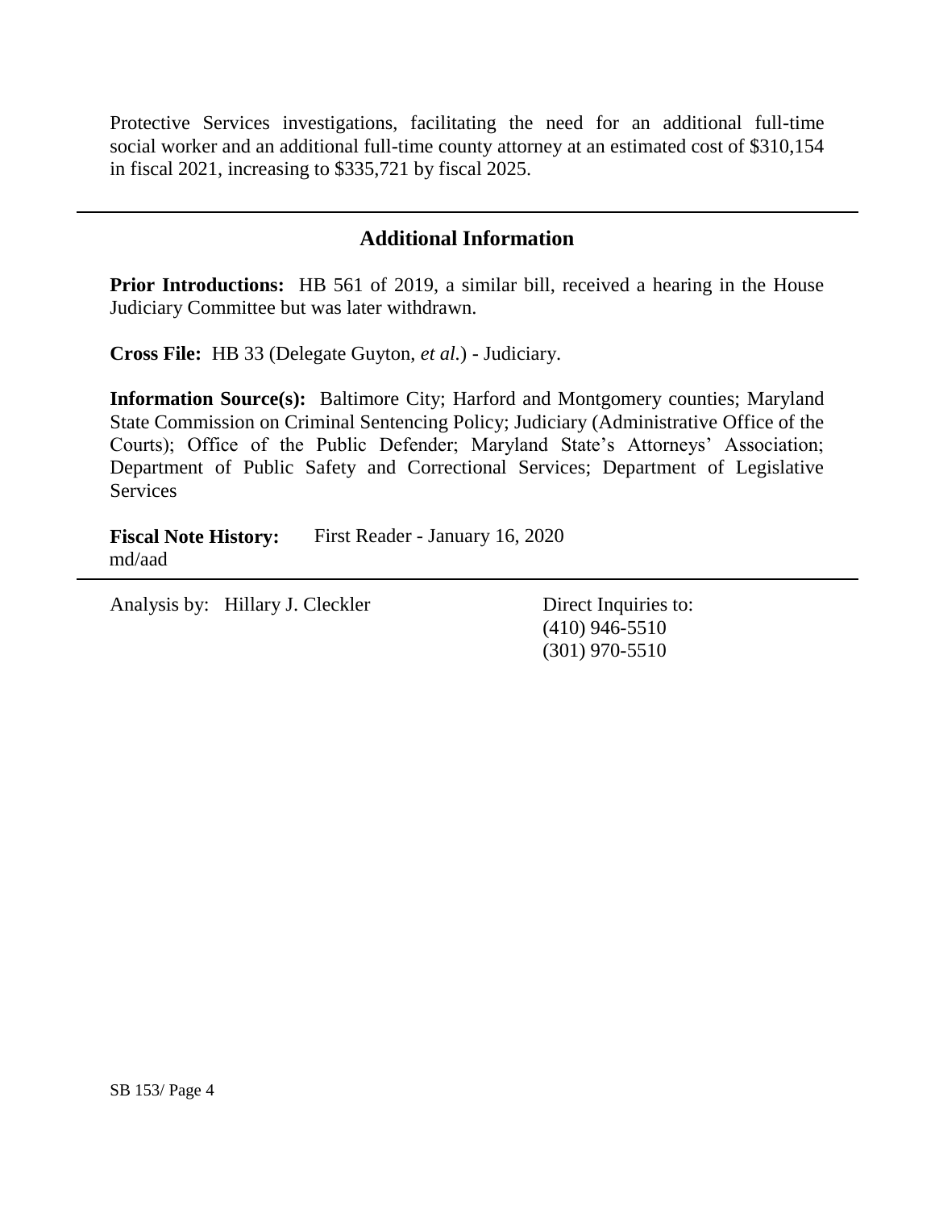Protective Services investigations, facilitating the need for an additional full-time social worker and an additional full-time county attorney at an estimated cost of $310,154 in fiscal 2021, increasing to $335,721 by fiscal 2025.

---

## Additional Information

**Prior Introductions:** HB 561 of 2019, a similar bill, received a hearing in the House Judiciary Committee but was later withdrawn.

**Cross File:** HB 33 (Delegate Guyton, *et al.*) - Judiciary.

**Information Source(s):** Baltimore City; Harford and Montgomery counties; Maryland State Commission on Criminal Sentencing Policy; Judiciary (Administrative Office of the Courts); Office of the Public Defender; Maryland State's Attorneys' Association; Department of Public Safety and Correctional Services; Department of Legislative Services

**Fiscal Note History:** First Reader - January 16, 2020
md/aad

---

Analysis by: Hillary J. Cleckler

Direct Inquiries to:
(410) 946-5510
(301) 970-5510